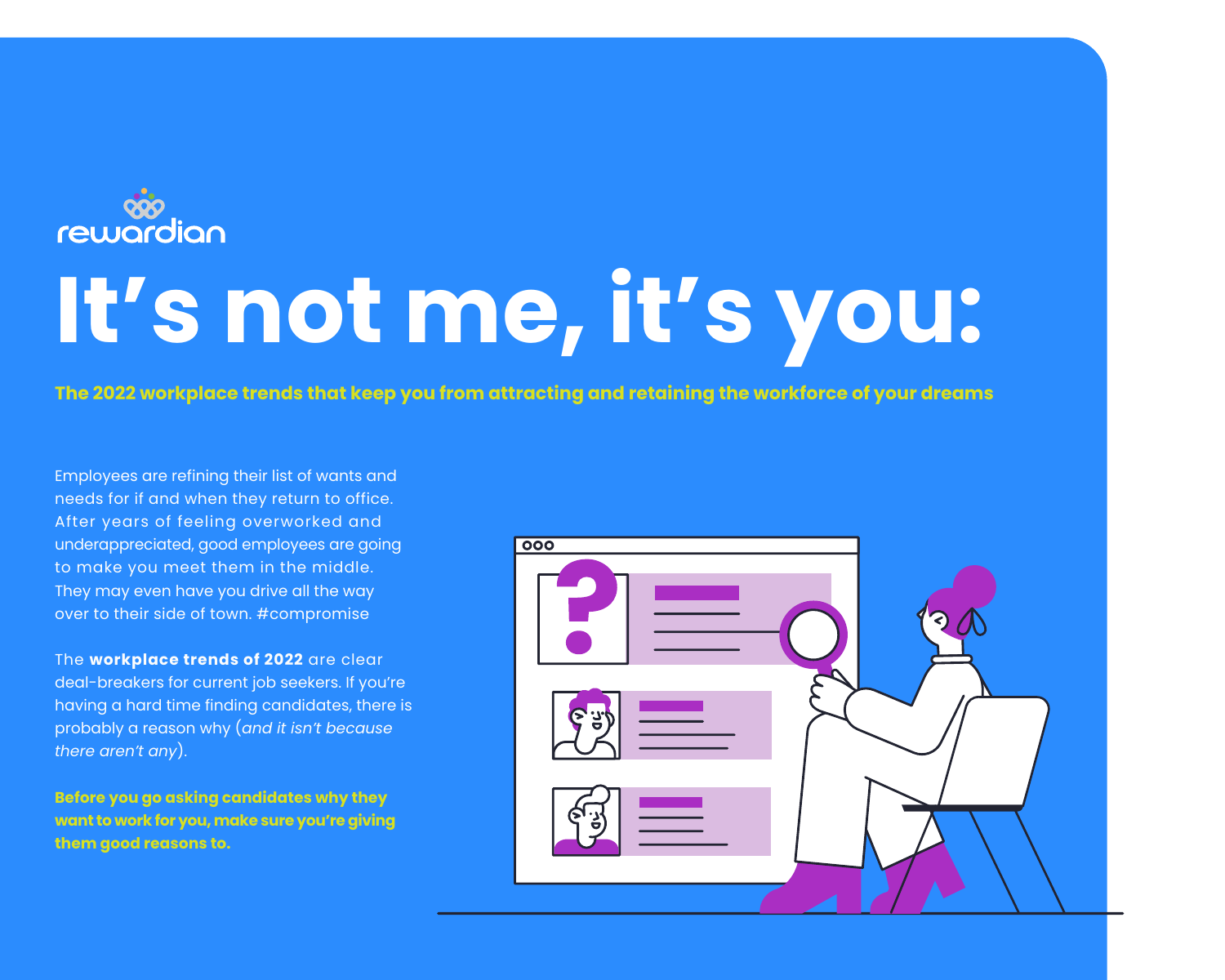rewardian

# It's not me, it's you:

**The 2022 workplace trends that keep you from attracting and retaining the workforce of your dreams**

Employees are refining their list of wants and needs for if and when they return to office. After years of feeling overworked and underappreciated, good employees are going to make you meet them in the middle. They may even have you drive all the way over to their side of town. #compromise

The **workplace trends of 2022** are clear deal-breakers for current job seekers. If you're having a hard time finding candidates, there is probably a reason why (*and it isn't because there aren't any*).

**Before you go asking candidates why they want to work for you, make sure you're giving them good reasons to.**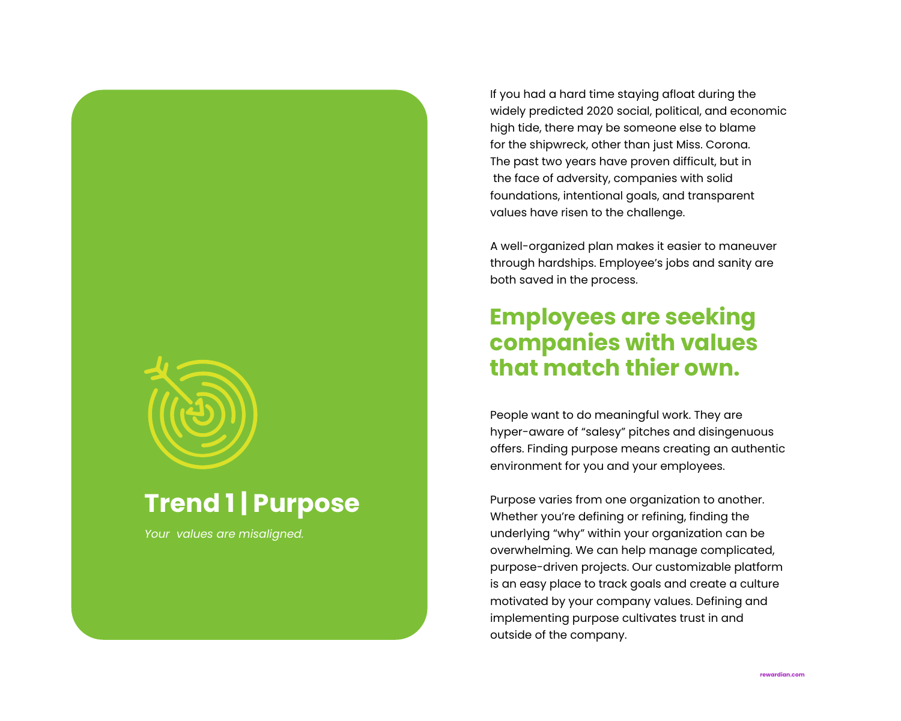## Trend 1 | Purpose

*Your  values are misaligned.*

If you had a hard time staying afloat during the widely predicted 2020 social, political, and economic high tide, there may be someone else to blame for the shipwreck, other than just Miss. Corona. The past two years have proven difficult, but in the face of adversity, companies with solid foundations, intentional goals, and transparent values have risen to the challenge.

A well-organized plan makes it easier to maneuver through hardships. Employee's jobs and sanity are both saved in the process.

### Employees are seeking companies with values that match thier own.

People want to do meaningful work. They are hyper-aware of "salesy" pitches and disingenuous offers. Finding purpose means creating an authentic environment for you and your employees.

Purpose varies from one organization to another. Whether you're defining or refining, finding the underlying "why" within your organization can be overwhelming. We can help manage complicated, purpose-driven projects. Our customizable platform is an easy place to track goals and create a culture motivated by your company values. Defining and implementing purpose cultivates trust in and outside of the company.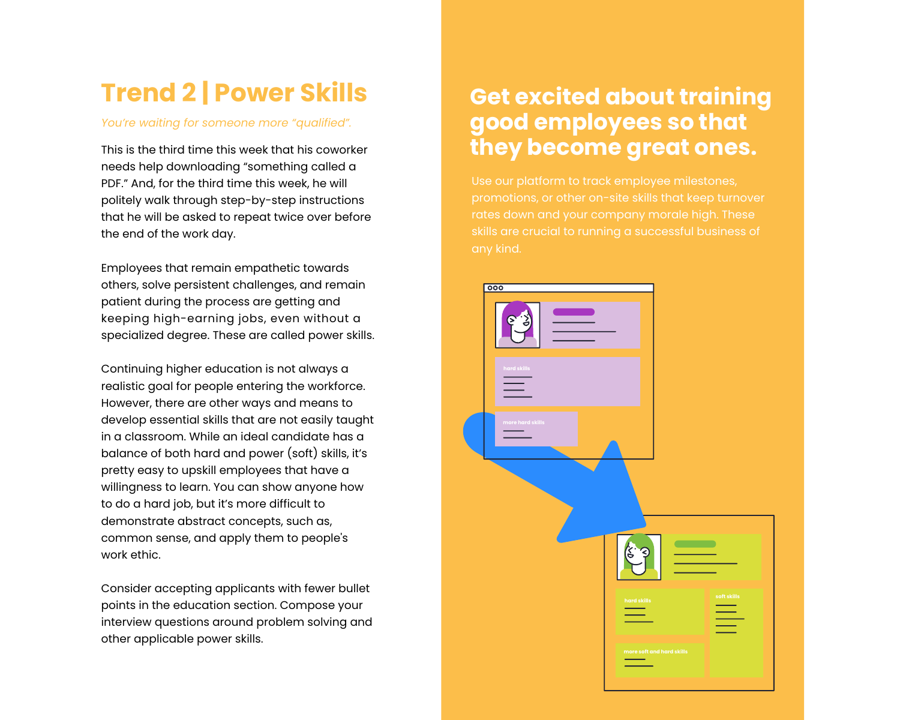## Trend 2 | Power Skills

*You're waiting for someone more "qualified".*

This is the third time this week that his coworker needs help downloading "something called a PDF." And, for the third time this week, he will politely walk through step-by-step instructions that he will be asked to repeat twice over before the end of the work day.

Employees that remain empathetic towards others, solve persistent challenges, and remain patient during the process are getting and keeping high-earning jobs, even without a specialized degree. These are called power skills.

Continuing higher education is not always a realistic goal for people entering the workforce. However, there are other ways and means to develop essential skills that are not easily taught in a classroom. While an ideal candidate has a balance of both hard and power (soft) skills, it's pretty easy to upskill employees that have a willingness to learn. You can show anyone how to do a hard job, but it's more difficult to demonstrate abstract concepts, such as, common sense, and apply them to people's work ethic.

Consider accepting applicants with fewer bullet points in the education section. Compose your interview questions around problem solving and other applicable power skills.

## Get excited about training good employees so that they become great ones.

Use our platform to track employee milestones, promotions, or other on-site skills that keep turnover rates down and your company morale high. These skills are crucial to running a successful business of any kind.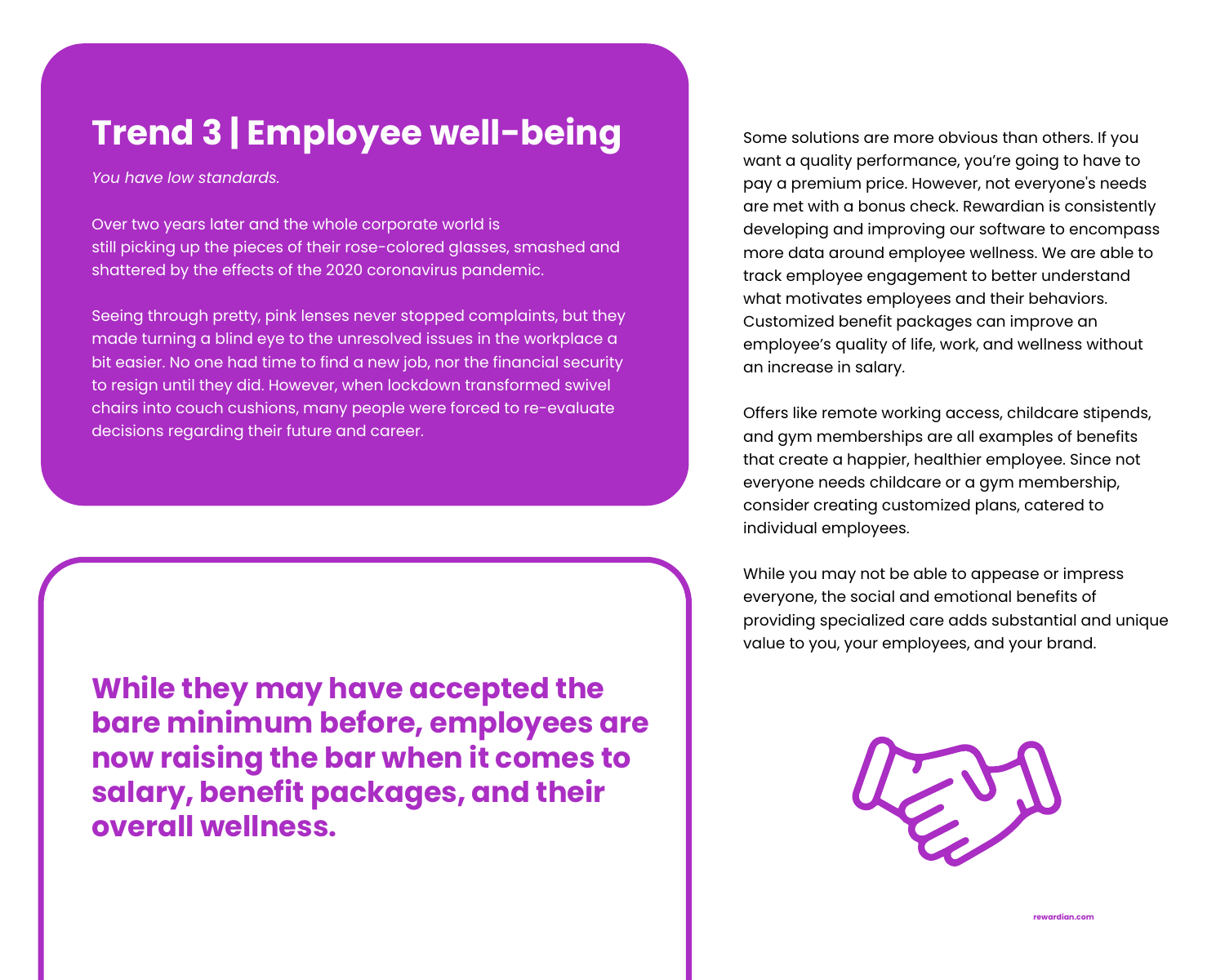## Trend 3 | Employee well-being

*You have low standards.*

Over two years later and the whole corporate world is still picking up the pieces of their rose-colored glasses, smashed and shattered by the effects of the 2020 coronavirus pandemic.

Seeing through pretty, pink lenses never stopped complaints, but they made turning a blind eye to the unresolved issues in the workplace a bit easier. No one had time to find a new job, nor the financial security to resign until they did. However, when lockdown transformed swivel chairs into couch cushions, many people were forced to re-evaluate decisions regarding their future and career.

**While they may have accepted the bare minimum before, employees are now raising the bar when it comes to salary, benefit packages, and their overall wellness.**

Some solutions are more obvious than others. If you want a quality performance, you're going to have to pay a premium price. However, not everyone's needs are met with a bonus check. Rewardian is consistently developing and improving our software to encompass more data around employee wellness. We are able to track employee engagement to better understand what motivates employees and their behaviors. Customized benefit packages can improve an employee's quality of life, work, and wellness without an increase in salary.

Offers like remote working access, childcare stipends, and gym memberships are all examples of benefits that create a happier, healthier employee. Since not everyone needs childcare or a gym membership, consider creating customized plans, catered to individual employees.

While you may not be able to appease or impress everyone, the social and emotional benefits of providing specialized care adds substantial and unique value to you, your employees, and your brand.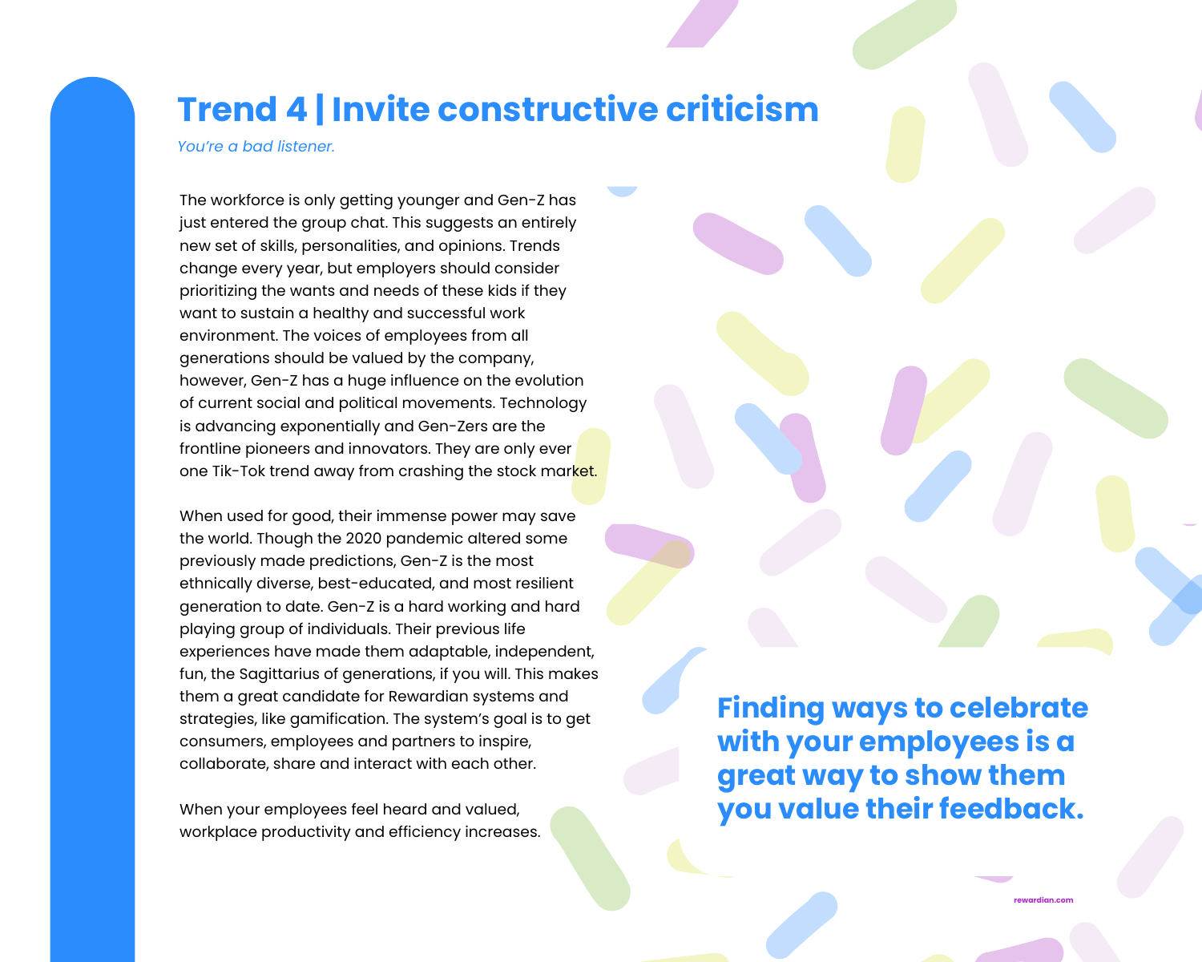# Trend 4 | Invite constructive criticism

*You're a bad listener.*

The workforce is only getting younger and Gen-Z has just entered the group chat. This suggests an entirely new set of skills, personalities, and opinions. Trends change every year, but employers should consider prioritizing the wants and needs of these kids if they want to sustain a healthy and successful work environment. The voices of employees from all generations should be valued by the company, however, Gen-Z has a huge influence on the evolution of current social and political movements. Technology is advancing exponentially and Gen-Zers are the frontline pioneers and innovators. They are only ever one Tik-Tok trend away from crashing the stock market.

When used for good, their immense power may save the world. Though the 2020 pandemic altered some previously made predictions, Gen-Z is the most ethnically diverse, best-educated, and most resilient generation to date. Gen-Z is a hard working and hard playing group of individuals. Their previous life experiences have made them adaptable, independent, fun, the Sagittarius of generations, if you will. This makes them a great candidate for Rewardian systems and strategies, like gamification. The system's goal is to get consumers, employees and partners to inspire, collaborate, share and interact with each other.

When your employees feel heard and valued, workplace productivity and efficiency increases.

**Finding ways to celebrate with your employees is a great way to show them you value their feedback.**